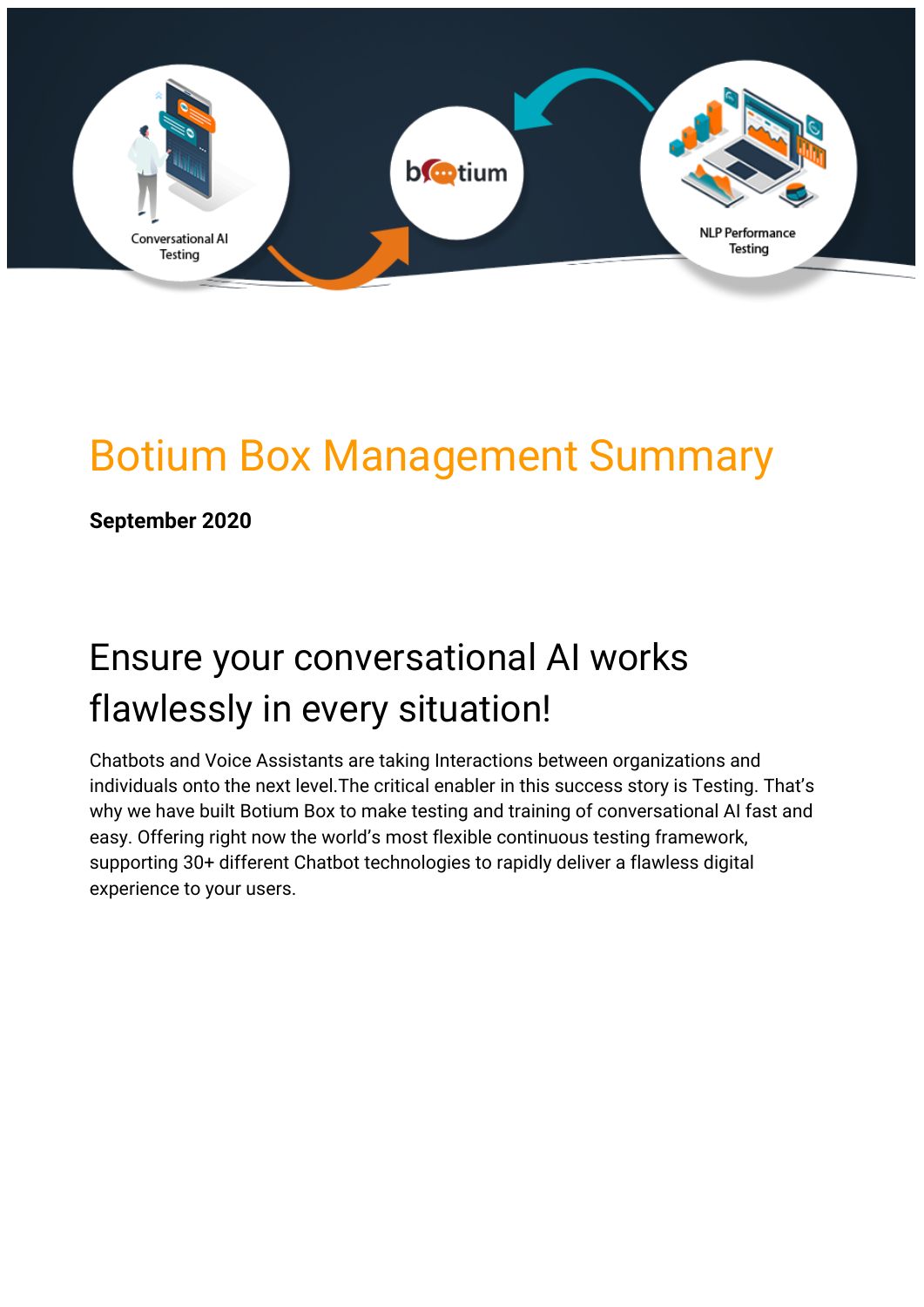# Botium Box Management Summary

**September 2020**

## Ensure your conversational AI works flawlessly in every situation!

Chatbots and Voice Assistants are taking Interactions between organizations and individuals onto the next level.The critical enabler in this success story is Testing. That's why we have built Botium Box to make testing and training of conversational AI fast and easy. Offering right now the world's most flexible continuous testing framework, supporting 30+ different Chatbot technologies to rapidly deliver a flawless digital experience to your users.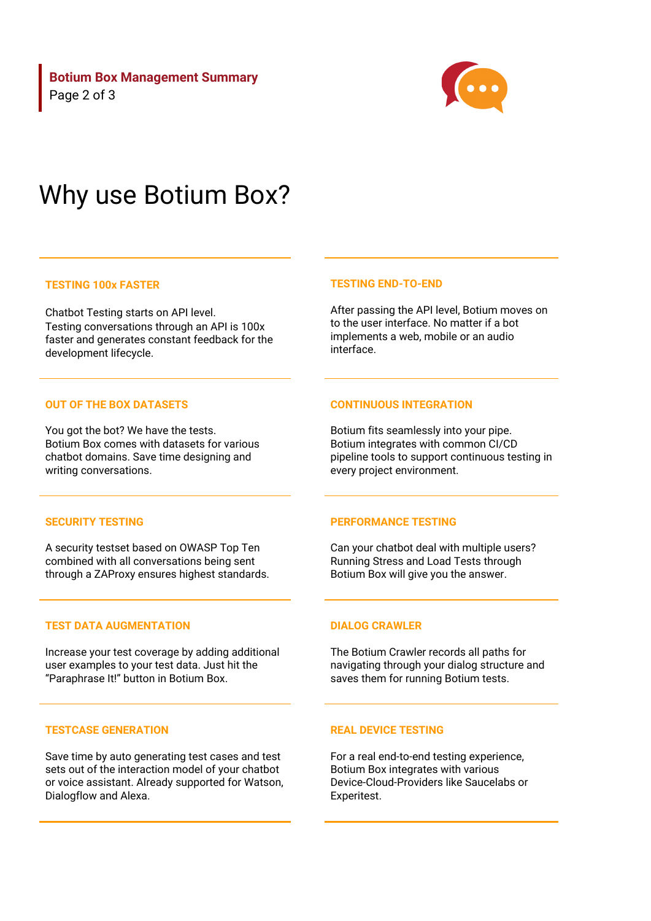# Why use Botium Box?

### TESTING 100x FASTER

Chatbot Testing starts on API level.
Testing conversations through an API is 100x faster and generates constant feedback for the development lifecycle.

### OUT OF THE BOX DATASETS

You got the bot? We have the tests.
Botium Box comes with datasets for various chatbot domains. Save time designing and writing conversations.

### SECURITY TESTING

A security testset based on OWASP Top Ten combined with all conversations being sent through a ZAProxy ensures highest standards.

### TEST DATA AUGMENTATION

Increase your test coverage by adding additional user examples to your test data. Just hit the “Paraphrase It!” button in Botium Box.

### TESTCASE GENERATION

Save time by auto generating test cases and test sets out of the interaction model of your chatbot or voice assistant. Already supported for Watson, Dialogflow and Alexa.

### TESTING END-TO-END

After passing the API level, Botium moves on to the user interface. No matter if a bot implements a web, mobile or an audio interface.

### CONTINUOUS INTEGRATION

Botium fits seamlessly into your pipe.
Botium integrates with common CI/CD pipeline tools to support continuous testing in every project environment.

### PERFORMANCE TESTING

Can your chatbot deal with multiple users? Running Stress and Load Tests through Botium Box will give you the answer.

### DIALOG CRAWLER

The Botium Crawler records all paths for navigating through your dialog structure and saves them for running Botium tests.

### REAL DEVICE TESTING

For a real end-to-end testing experience, Botium Box integrates with various Device-Cloud-Providers like Saucelabs or Experitest.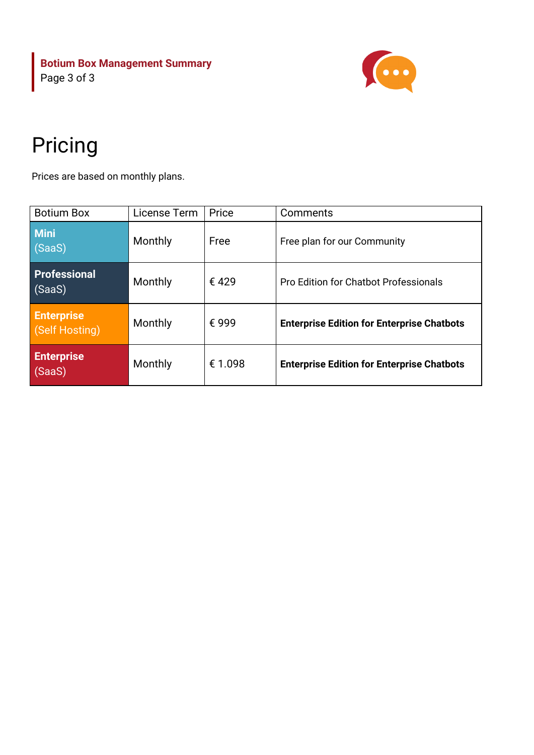# Pricing

Prices are based on monthly plans.

| Botium Box | License Term | Price | Comments |
|---|---|---|---|
| **Mini** (SaaS) | Monthly | Free | Free plan for our Community |
| **Professional** (SaaS) | Monthly | € 429 | Pro Edition for Chatbot Professionals |
| **Enterprise** (Self Hosting) | Monthly | € 999 | **Enterprise Edition for Enterprise Chatbots** |
| **Enterprise** (SaaS) | Monthly | € 1.098 | **Enterprise Edition for Enterprise Chatbots** |